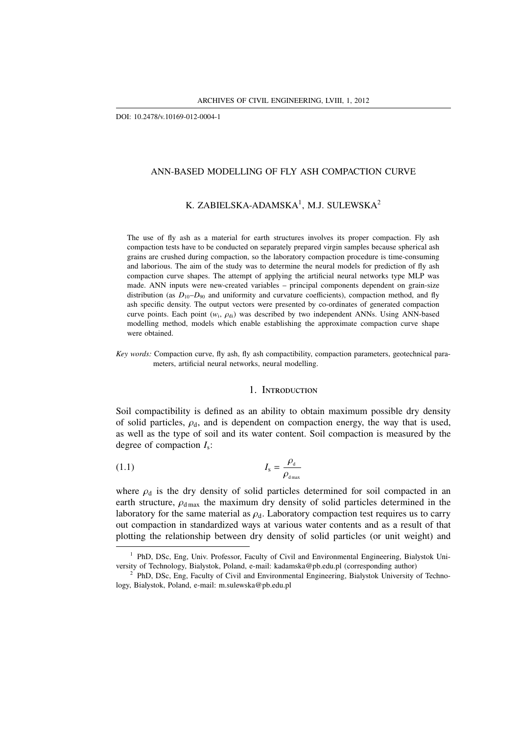DOI: 10.2478/v.10169-012-0004-1

# ANN-BASED MODELLING OF FLY ASH COMPACTION CURVE

## K. ZABIELSKA-ADAMSKA[1], M.J. SULEWSKA[2]

The use of fly ash as a material for earth structures involves its proper compaction. Fly ash compaction tests have to be conducted on separately prepared virgin samples because spherical ash grains are crushed during compaction, so the laboratory compaction procedure is time-consuming and laborious. The aim of the study was to determine the neural models for prediction of fly ash compaction curve shapes. The attempt of applying the artificial neural networks type MLP was made. ANN inputs were new-created variables – principal components dependent on grain-size distribution (as $D_{10}$–$D_{90}$ and uniformity and curvature coefficients), compaction method, and fly ash specific density. The output vectors were presented by co-ordinates of generated compaction curve points. Each point ($w_i$, $\rho_{di}$) was described by two independent ANNs. Using ANN-based modelling method, models which enable establishing the approximate compaction curve shape were obtained.

*Key words:* Compaction curve, fly ash, fly ash compactibility, compaction parameters, geotechnical parameters, artificial neural networks, neural modelling.

## 1. Introduction

Soil compactibility is defined as an ability to obtain maximum possible dry density of solid particles, $\rho_d$, and is dependent on compaction energy, the way that is used, as well as the type of soil and its water content. Soil compaction is measured by the degree of compaction $I_s$:

$$I_s = \frac{\rho_d}{\rho_{d\,max}} \tag{1.1}$$

where $\rho_d$ is the dry density of solid particles determined for soil compacted in an earth structure, $\rho_{d\,max}$ the maximum dry density of solid particles determined in the laboratory for the same material as $\rho_d$. Laboratory compaction test requires us to carry out compaction in standardized ways at various water contents and as a result of that plotting the relationship between dry density of solid particles (or unit weight) and

---

[1] PhD, DSc, Eng, Univ. Professor, Faculty of Civil and Environmental Engineering, Bialystok University of Technology, Bialystok, Poland, e-mail: kadamska@pb.edu.pl (corresponding author)

[2] PhD, DSc, Eng, Faculty of Civil and Environmental Engineering, Bialystok University of Technology, Bialystok, Poland, e-mail: m.sulewska@pb.edu.pl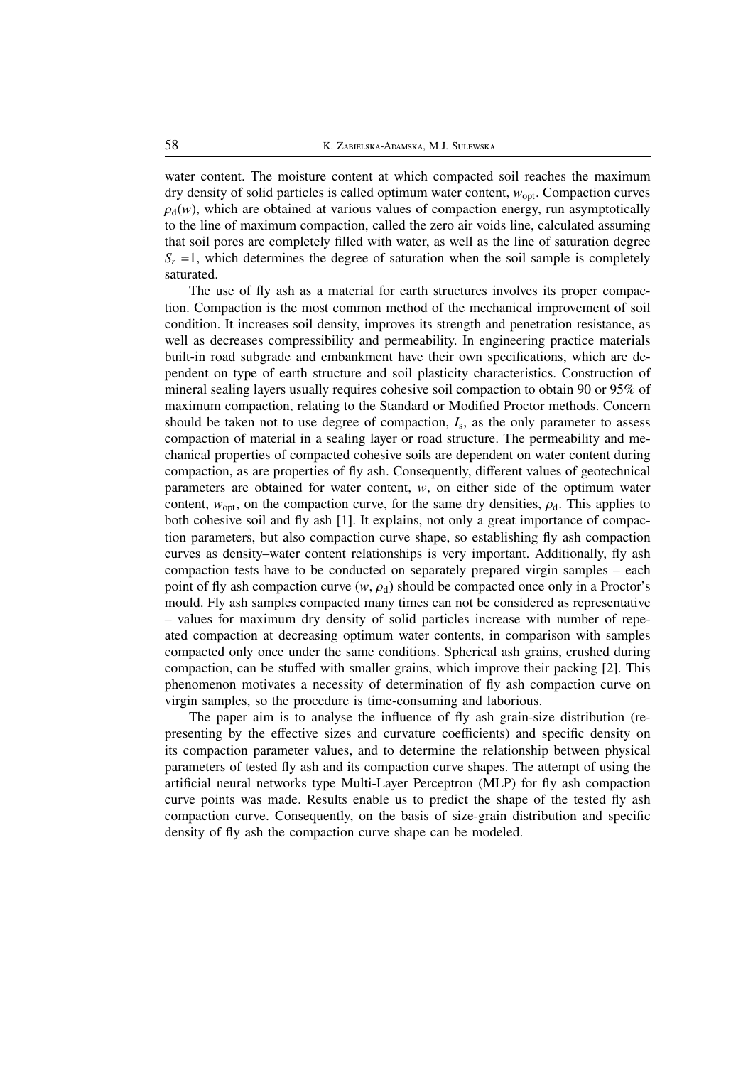water content. The moisture content at which compacted soil reaches the maximum dry density of solid particles is called optimum water content, $w_{opt}$. Compaction curves $\rho_d(w)$, which are obtained at various values of compaction energy, run asymptotically to the line of maximum compaction, called the zero air voids line, calculated assuming that soil pores are completely filled with water, as well as the line of saturation degree $S_r = 1$, which determines the degree of saturation when the soil sample is completely saturated.

The use of fly ash as a material for earth structures involves its proper compaction. Compaction is the most common method of the mechanical improvement of soil condition. It increases soil density, improves its strength and penetration resistance, as well as decreases compressibility and permeability. In engineering practice materials built-in road subgrade and embankment have their own specifications, which are dependent on type of earth structure and soil plasticity characteristics. Construction of mineral sealing layers usually requires cohesive soil compaction to obtain 90 or 95% of maximum compaction, relating to the Standard or Modified Proctor methods. Concern should be taken not to use degree of compaction, $I_s$, as the only parameter to assess compaction of material in a sealing layer or road structure. The permeability and mechanical properties of compacted cohesive soils are dependent on water content during compaction, as are properties of fly ash. Consequently, different values of geotechnical parameters are obtained for water content, $w$, on either side of the optimum water content, $w_{opt}$, on the compaction curve, for the same dry densities, $\rho_d$. This applies to both cohesive soil and fly ash [1]. It explains, not only a great importance of compaction parameters, but also compaction curve shape, so establishing fly ash compaction curves as density–water content relationships is very important. Additionally, fly ash compaction tests have to be conducted on separately prepared virgin samples – each point of fly ash compaction curve ($w$, $\rho_d$) should be compacted once only in a Proctor's mould. Fly ash samples compacted many times can not be considered as representative – values for maximum dry density of solid particles increase with number of repeated compaction at decreasing optimum water contents, in comparison with samples compacted only once under the same conditions. Spherical ash grains, crushed during compaction, can be stuffed with smaller grains, which improve their packing [2]. This phenomenon motivates a necessity of determination of fly ash compaction curve on virgin samples, so the procedure is time-consuming and laborious.

The paper aim is to analyse the influence of fly ash grain-size distribution (representing by the effective sizes and curvature coefficients) and specific density on its compaction parameter values, and to determine the relationship between physical parameters of tested fly ash and its compaction curve shapes. The attempt of using the artificial neural networks type Multi-Layer Perceptron (MLP) for fly ash compaction curve points was made. Results enable us to predict the shape of the tested fly ash compaction curve. Consequently, on the basis of size-grain distribution and specific density of fly ash the compaction curve shape can be modeled.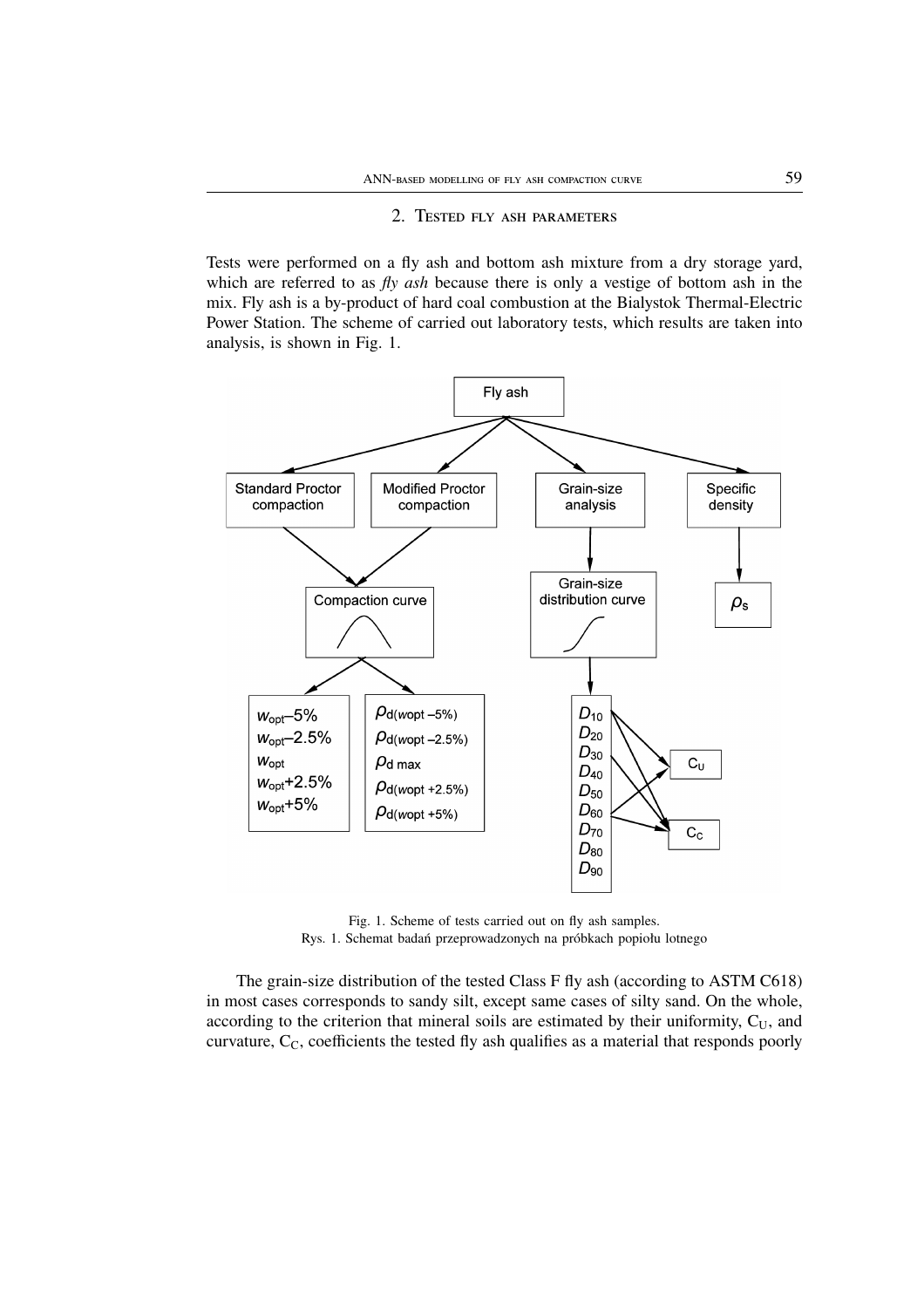## 2. Tested fly ash parameters

Tests were performed on a fly ash and bottom ash mixture from a dry storage yard, which are referred to as *fly ash* because there is only a vestige of bottom ash in the mix. Fly ash is a by-product of hard coal combustion at the Bialystok Thermal-Electric Power Station. The scheme of carried out laboratory tests, which results are taken into analysis, is shown in Fig. 1.

Fig. 1. Scheme of tests carried out on fly ash samples.
Rys. 1. Schemat badań przeprowadzonych na próbkach popiołu lotnego

The grain-size distribution of the tested Class F fly ash (according to ASTM C618) in most cases corresponds to sandy silt, except same cases of silty sand. On the whole, according to the criterion that mineral soils are estimated by their uniformity, $C_U$, and curvature, $C_C$, coefficients the tested fly ash qualifies as a material that responds poorly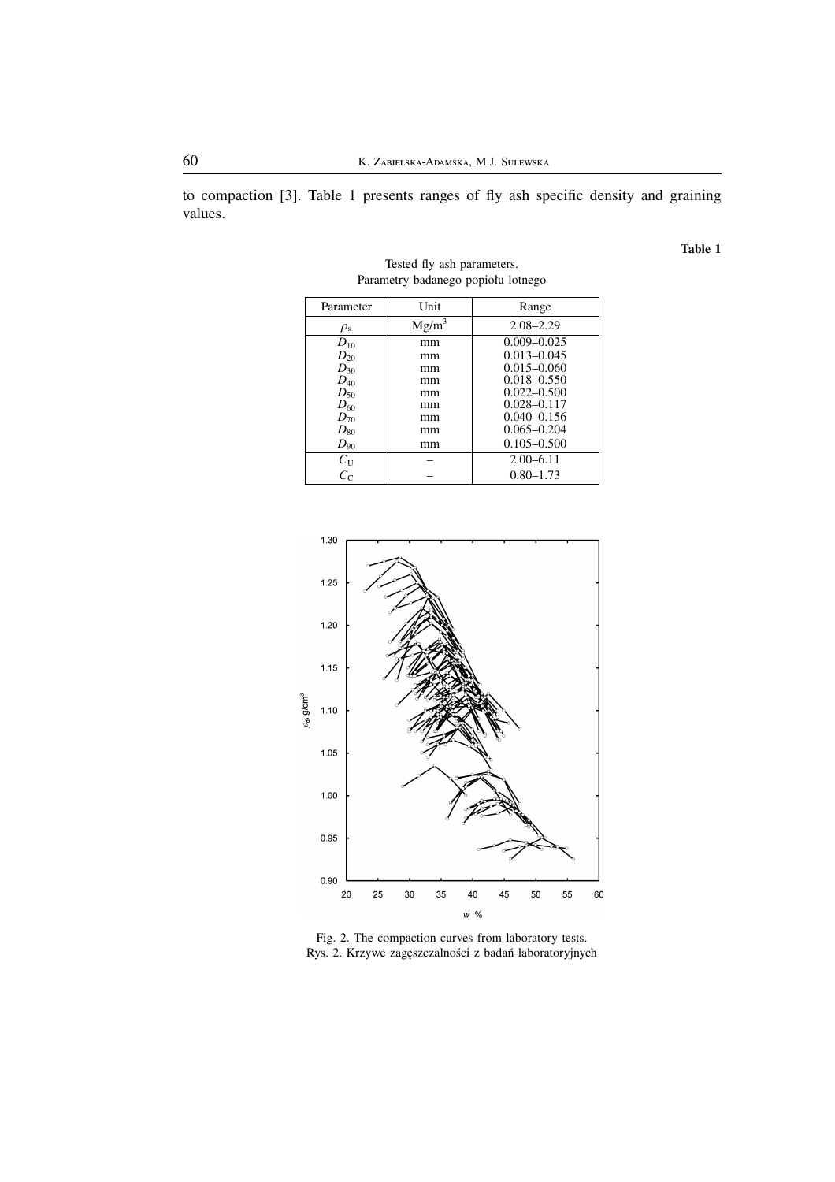to compaction [3]. Table 1 presents ranges of fly ash specific density and graining values.

**Table 1**

Tested fly ash parameters.
Parametry badanego popiołu lotnego

| Parameter | Unit | Range |
|---|---|---|
| $\rho_s$ | $Mg/m^3$ | 2.08–2.29 |
| $D_{10}$ | mm | 0.009–0.025 |
| $D_{20}$ | mm | 0.013–0.045 |
| $D_{30}$ | mm | 0.015–0.060 |
| $D_{40}$ | mm | 0.018–0.550 |
| $D_{50}$ | mm | 0.022–0.500 |
| $D_{60}$ | mm | 0.028–0.117 |
| $D_{70}$ | mm | 0.040–0.156 |
| $D_{80}$ | mm | 0.065–0.204 |
| $D_{90}$ | mm | 0.105–0.500 |
| $C_U$ | – | 2.00–6.11 |
| $C_C$ | – | 0.80–1.73 |

Fig. 2. The compaction curves from laboratory tests.
Rys. 2. Krzywe zagęszczalności z badań laboratoryjnych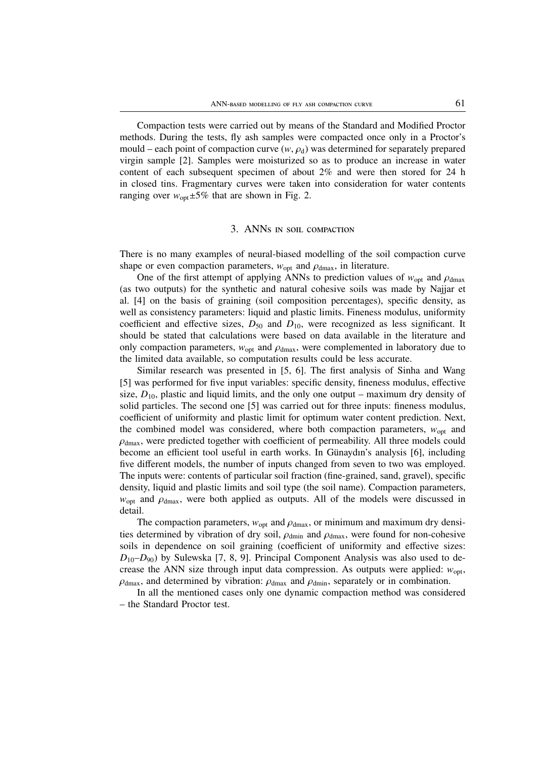Compaction tests were carried out by means of the Standard and Modified Proctor methods. During the tests, fly ash samples were compacted once only in a Proctor's mould – each point of compaction curve ($w$, $\rho_d$) was determined for separately prepared virgin sample [2]. Samples were moisturized so as to produce an increase in water content of each subsequent specimen of about 2% and were then stored for 24 h in closed tins. Fragmentary curves were taken into consideration for water contents ranging over $w_{opt} \pm 5\%$ that are shown in Fig. 2.

## 3. ANNs in soil compaction

There is no many examples of neural-biased modelling of the soil compaction curve shape or even compaction parameters, $w_{opt}$ and $\rho_{dmax}$, in literature.

One of the first attempt of applying ANNs to prediction values of $w_{opt}$ and $\rho_{dmax}$ (as two outputs) for the synthetic and natural cohesive soils was made by Najjar et al. [4] on the basis of graining (soil composition percentages), specific density, as well as consistency parameters: liquid and plastic limits. Fineness modulus, uniformity coefficient and effective sizes, $D_{50}$ and $D_{10}$, were recognized as less significant. It should be stated that calculations were based on data available in the literature and only compaction parameters, $w_{opt}$ and $\rho_{dmax}$, were complemented in laboratory due to the limited data available, so computation results could be less accurate.

Similar research was presented in [5, 6]. The first analysis of Sinha and Wang [5] was performed for five input variables: specific density, fineness modulus, effective size, $D_{10}$, plastic and liquid limits, and the only one output – maximum dry density of solid particles. The second one [5] was carried out for three inputs: fineness modulus, coefficient of uniformity and plastic limit for optimum water content prediction. Next, the combined model was considered, where both compaction parameters, $w_{opt}$ and $\rho_{dmax}$, were predicted together with coefficient of permeability. All three models could become an efficient tool useful in earth works. In Günaydın's analysis [6], including five different models, the number of inputs changed from seven to two was employed. The inputs were: contents of particular soil fraction (fine-grained, sand, gravel), specific density, liquid and plastic limits and soil type (the soil name). Compaction parameters, $w_{opt}$ and $\rho_{dmax}$, were both applied as outputs. All of the models were discussed in detail.

The compaction parameters, $w_{opt}$ and $\rho_{dmax}$, or minimum and maximum dry densities determined by vibration of dry soil, $\rho_{dmin}$ and $\rho_{dmax}$, were found for non-cohesive soils in dependence on soil graining (coefficient of uniformity and effective sizes: $D_{10}$–$D_{90}$) by Sulewska [7, 8, 9]. Principal Component Analysis was also used to decrease the ANN size through input data compression. As outputs were applied: $w_{opt}$, $\rho_{dmax}$, and determined by vibration: $\rho_{dmax}$ and $\rho_{dmin}$, separately or in combination.

In all the mentioned cases only one dynamic compaction method was considered – the Standard Proctor test.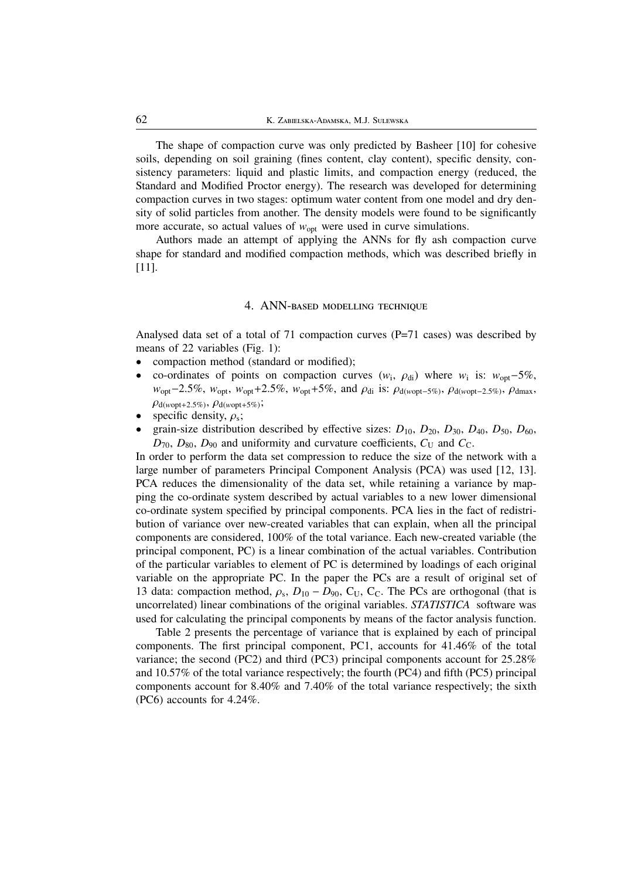The shape of compaction curve was only predicted by Basheer [10] for cohesive soils, depending on soil graining (fines content, clay content), specific density, consistency parameters: liquid and plastic limits, and compaction energy (reduced, the Standard and Modified Proctor energy). The research was developed for determining compaction curves in two stages: optimum water content from one model and dry density of solid particles from another. The density models were found to be significantly more accurate, so actual values of $w_{opt}$ were used in curve simulations.

Authors made an attempt of applying the ANNs for fly ash compaction curve shape for standard and modified compaction methods, which was described briefly in [11].

## 4. ANN-based modelling technique

Analysed data set of a total of 71 compaction curves (P=71 cases) was described by means of 22 variables (Fig. 1):

- compaction method (standard or modified);
- co-ordinates of points on compaction curves ($w_i$, $\rho_{di}$) where $w_i$ is: $w_{opt}-5\%$, $w_{opt}-2.5\%$, $w_{opt}$, $w_{opt}+2.5\%$, $w_{opt}+5\%$, and $\rho_{di}$ is: $\rho_{d(wopt-5\%)}$, $\rho_{d(wopt-2.5\%)}$, $\rho_{dmax}$, $\rho_{d(wopt+2.5\%)}$, $\rho_{d(wopt+5\%)}$;
- specific density, $\rho_s$;
- grain-size distribution described by effective sizes: $D_{10}$, $D_{20}$, $D_{30}$, $D_{40}$, $D_{50}$, $D_{60}$, $D_{70}$, $D_{80}$, $D_{90}$ and uniformity and curvature coefficients, $C_U$ and $C_C$.

In order to perform the data set compression to reduce the size of the network with a large number of parameters Principal Component Analysis (PCA) was used [12, 13]. PCA reduces the dimensionality of the data set, while retaining a variance by mapping the co-ordinate system described by actual variables to a new lower dimensional co-ordinate system specified by principal components. PCA lies in the fact of redistribution of variance over new-created variables that can explain, when all the principal components are considered, 100% of the total variance. Each new-created variable (the principal component, PC) is a linear combination of the actual variables. Contribution of the particular variables to element of PC is determined by loadings of each original variable on the appropriate PC. In the paper the PCs are a result of original set of 13 data: compaction method, $\rho_s$, $D_{10}-D_{90}$, $C_U$, $C_C$. The PCs are orthogonal (that is uncorrelated) linear combinations of the original variables. *STATISTICA* software was used for calculating the principal components by means of the factor analysis function.

Table 2 presents the percentage of variance that is explained by each of principal components. The first principal component, PC1, accounts for 41.46% of the total variance; the second (PC2) and third (PC3) principal components account for 25.28% and 10.57% of the total variance respectively; the fourth (PC4) and fifth (PC5) principal components account for 8.40% and 7.40% of the total variance respectively; the sixth (PC6) accounts for 4.24%.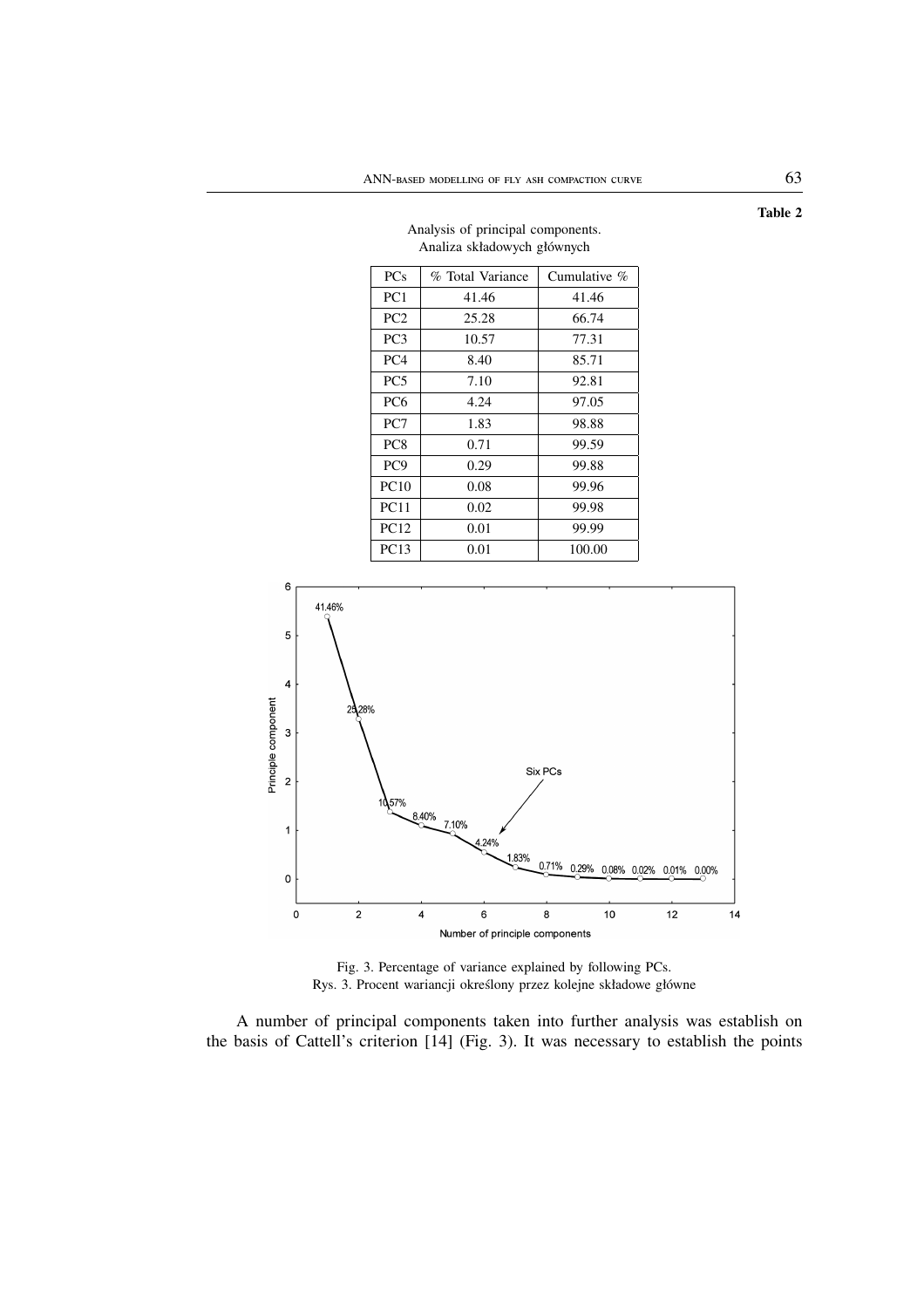**Table 2**

Analysis of principal components.
Analiza składowych głównych

| PCs | % Total Variance | Cumulative % |
|---|---|---|
| PC1 | 41.46 | 41.46 |
| PC2 | 25.28 | 66.74 |
| PC3 | 10.57 | 77.31 |
| PC4 | 8.40 | 85.71 |
| PC5 | 7.10 | 92.81 |
| PC6 | 4.24 | 97.05 |
| PC7 | 1.83 | 98.88 |
| PC8 | 0.71 | 99.59 |
| PC9 | 0.29 | 99.88 |
| PC10 | 0.08 | 99.96 |
| PC11 | 0.02 | 99.98 |
| PC12 | 0.01 | 99.99 |
| PC13 | 0.01 | 100.00 |

Fig. 3. Percentage of variance explained by following PCs.
Rys. 3. Procent wariancji określony przez kolejne składowe główne

A number of principal components taken into further analysis was establish on the basis of Cattell's criterion [14] (Fig. 3). It was necessary to establish the points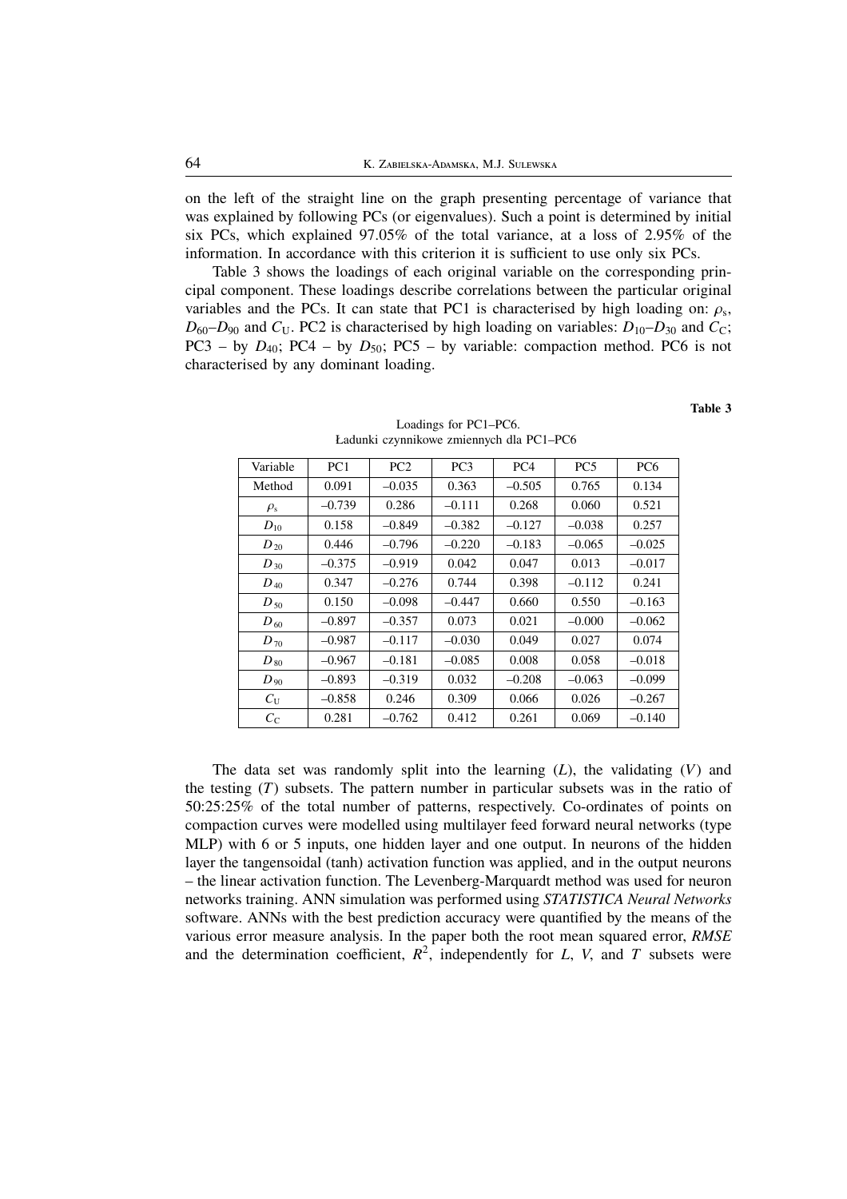on the left of the straight line on the graph presenting percentage of variance that was explained by following PCs (or eigenvalues). Such a point is determined by initial six PCs, which explained 97.05% of the total variance, at a loss of 2.95% of the information. In accordance with this criterion it is sufficient to use only six PCs.

Table 3 shows the loadings of each original variable on the corresponding principal component. These loadings describe correlations between the particular original variables and the PCs. It can state that PC1 is characterised by high loading on: $\rho_s$, $D_{60}$–$D_{90}$ and $C_U$. PC2 is characterised by high loading on variables: $D_{10}$–$D_{30}$ and $C_C$; PC3 – by $D_{40}$; PC4 – by $D_{50}$; PC5 – by variable: compaction method. PC6 is not characterised by any dominant loading.

**Table 3**

Loadings for PC1–PC6.
Ładunki czynnikowe zmiennych dla PC1–PC6

| Variable | PC1 | PC2 | PC3 | PC4 | PC5 | PC6 |
|---|---|---|---|---|---|---|
| Method | 0.091 | –0.035 | 0.363 | –0.505 | 0.765 | 0.134 |
| $\rho_s$ | –0.739 | 0.286 | –0.111 | 0.268 | 0.060 | 0.521 |
| $D_{10}$ | 0.158 | –0.849 | –0.382 | –0.127 | –0.038 | 0.257 |
| $D_{20}$ | 0.446 | –0.796 | –0.220 | –0.183 | –0.065 | –0.025 |
| $D_{30}$ | –0.375 | –0.919 | 0.042 | 0.047 | 0.013 | –0.017 |
| $D_{40}$ | 0.347 | –0.276 | 0.744 | 0.398 | –0.112 | 0.241 |
| $D_{50}$ | 0.150 | –0.098 | –0.447 | 0.660 | 0.550 | –0.163 |
| $D_{60}$ | –0.897 | –0.357 | 0.073 | 0.021 | –0.000 | –0.062 |
| $D_{70}$ | –0.987 | –0.117 | –0.030 | 0.049 | 0.027 | 0.074 |
| $D_{80}$ | –0.967 | –0.181 | –0.085 | 0.008 | 0.058 | –0.018 |
| $D_{90}$ | –0.893 | –0.319 | 0.032 | –0.208 | –0.063 | –0.099 |
| $C_U$ | –0.858 | 0.246 | 0.309 | 0.066 | 0.026 | –0.267 |
| $C_C$ | 0.281 | –0.762 | 0.412 | 0.261 | 0.069 | –0.140 |

The data set was randomly split into the learning ($L$), the validating ($V$) and the testing ($T$) subsets. The pattern number in particular subsets was in the ratio of 50:25:25% of the total number of patterns, respectively. Co-ordinates of points on compaction curves were modelled using multilayer feed forward neural networks (type MLP) with 6 or 5 inputs, one hidden layer and one output. In neurons of the hidden layer the tangensoidal (tanh) activation function was applied, and in the output neurons – the linear activation function. The Levenberg-Marquardt method was used for neuron networks training. ANN simulation was performed using *STATISTICA Neural Networks* software. ANNs with the best prediction accuracy were quantified by the means of the various error measure analysis. In the paper both the root mean squared error, *RMSE* and the determination coefficient, $R^2$, independently for $L$, $V$, and $T$ subsets were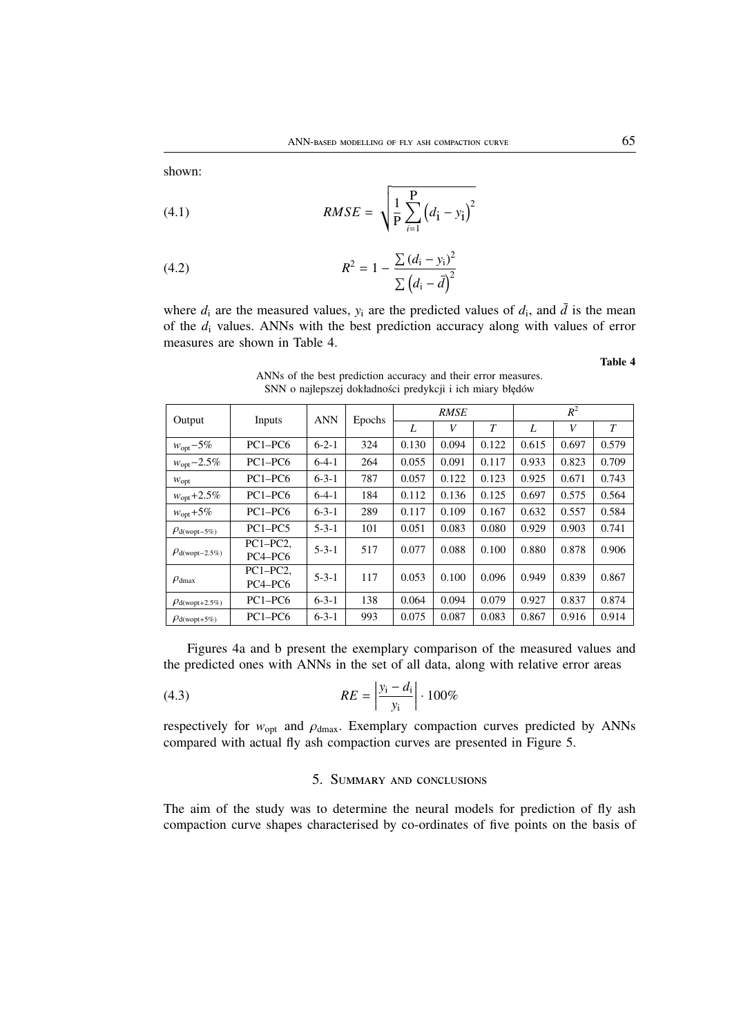shown:

$$RMSE = \sqrt{\frac{1}{P}\sum_{i=1}^{P}\left(d_i - y_i\right)^2} \tag{4.1}$$

$$R^2 = 1 - \frac{\sum (d_i - y_i)^2}{\sum \left(d_i - \bar{d}\right)^2} \tag{4.2}$$

where $d_i$ are the measured values, $y_i$ are the predicted values of $d_i$, and $\bar{d}$ is the mean of the $d_i$ values. ANNs with the best prediction accuracy along with values of error measures are shown in Table 4.

**Table 4**

ANNs of the best prediction accuracy and their error measures.
SNN o najlepszej dokładności predykcji i ich miary błędów

| Output | Inputs | ANN | Epochs | *RMSE* | | | $R^2$ | | |
|---|---|---|---|---|---|---|---|---|---|
| | | | | *L* | *V* | *T* | *L* | *V* | *T* |
| $w_{opt}-5\%$ | PC1–PC6 | 6-2-1 | 324 | 0.130 | 0.094 | 0.122 | 0.615 | 0.697 | 0.579 |
| $w_{opt}-2.5\%$ | PC1–PC6 | 6-4-1 | 264 | 0.055 | 0.091 | 0.117 | 0.933 | 0.823 | 0.709 |
| $w_{opt}$ | PC1–PC6 | 6-3-1 | 787 | 0.057 | 0.122 | 0.123 | 0.925 | 0.671 | 0.743 |
| $w_{opt}+2.5\%$ | PC1–PC6 | 6-4-1 | 184 | 0.112 | 0.136 | 0.125 | 0.697 | 0.575 | 0.564 |
| $w_{opt}+5\%$ | PC1–PC6 | 6-3-1 | 289 | 0.117 | 0.109 | 0.167 | 0.632 | 0.557 | 0.584 |
| $\rho_{d(wopt-5\%)}$ | PC1–PC5 | 5-3-1 | 101 | 0.051 | 0.083 | 0.080 | 0.929 | 0.903 | 0.741 |
| $\rho_{d(wopt-2.5\%)}$ | PC1–PC2, PC4–PC6 | 5-3-1 | 517 | 0.077 | 0.088 | 0.100 | 0.880 | 0.878 | 0.906 |
| $\rho_{dmax}$ | PC1–PC2, PC4–PC6 | 5-3-1 | 117 | 0.053 | 0.100 | 0.096 | 0.949 | 0.839 | 0.867 |
| $\rho_{d(wopt+2.5\%)}$ | PC1–PC6 | 6-3-1 | 138 | 0.064 | 0.094 | 0.079 | 0.927 | 0.837 | 0.874 |
| $\rho_{d(wopt+5\%)}$ | PC1–PC6 | 6-3-1 | 993 | 0.075 | 0.087 | 0.083 | 0.867 | 0.916 | 0.914 |

Figures 4a and b present the exemplary comparison of the measured values and the predicted ones with ANNs in the set of all data, along with relative error areas

$$RE = \left|\frac{y_i - d_i}{y_i}\right| \cdot 100\% \tag{4.3}$$

respectively for $w_{opt}$ and $\rho_{dmax}$. Exemplary compaction curves predicted by ANNs compared with actual fly ash compaction curves are presented in Figure 5.

## 5. Summary and conclusions

The aim of the study was to determine the neural models for prediction of fly ash compaction curve shapes characterised by co-ordinates of five points on the basis of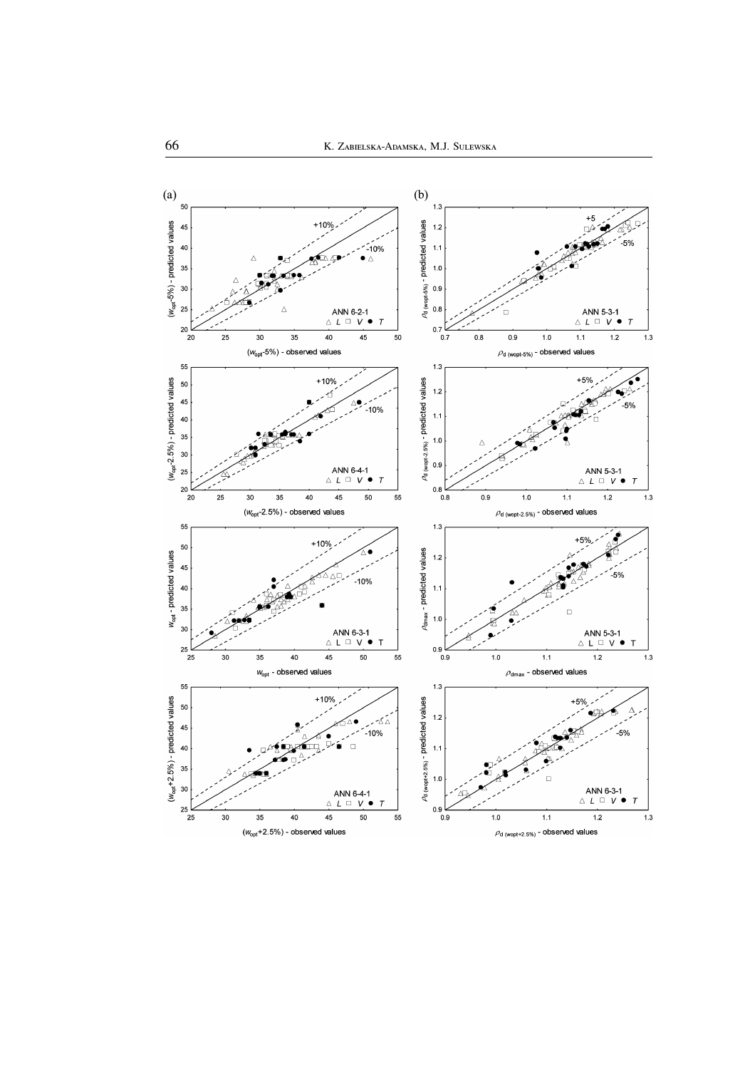(a)

(b)

ANN 6-2-1 △ L □ V ● T

ANN 5-3-1 △ L □ V ● T

ANN 6-4-1 △ L □ V ● T

ANN 5-3-1 △ L □ V ● T

ANN 6-3-1 △ L □ V ● T

ANN 5-3-1 △ L □ V ● T

ANN 6-4-1 △ L □ V ● T

ANN 6-3-1 △ L □ V ● T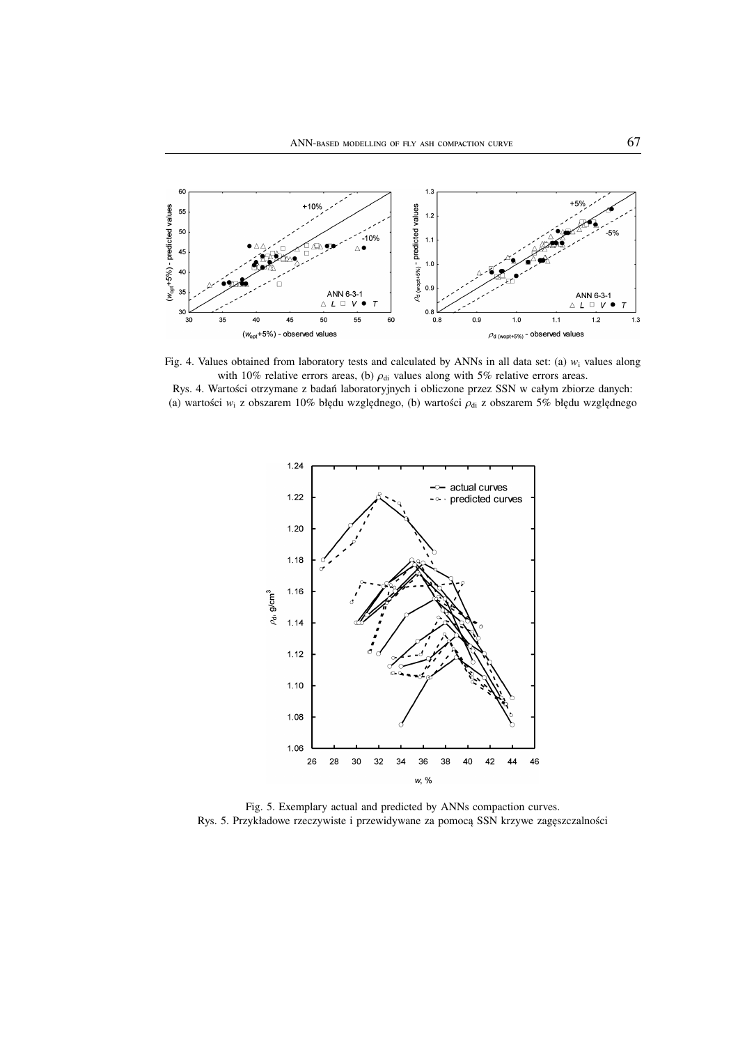Fig. 4. Values obtained from laboratory tests and calculated by ANNs in all data set: (a) $w_i$ values along with 10% relative errors areas, (b) $\rho_{di}$ values along with 5% relative errors areas.

Rys. 4. Wartości otrzymane z badań laboratoryjnych i obliczone przez SSN w całym zbiorze danych: (a) wartości $w_i$ z obszarem 10% błędu względnego, (b) wartości $\rho_{di}$ z obszarem 5% błędu względnego

Fig. 5. Exemplary actual and predicted by ANNs compaction curves.

Rys. 5. Przykładowe rzeczywiste i przewidywane za pomocą SSN krzywe zagęszczalności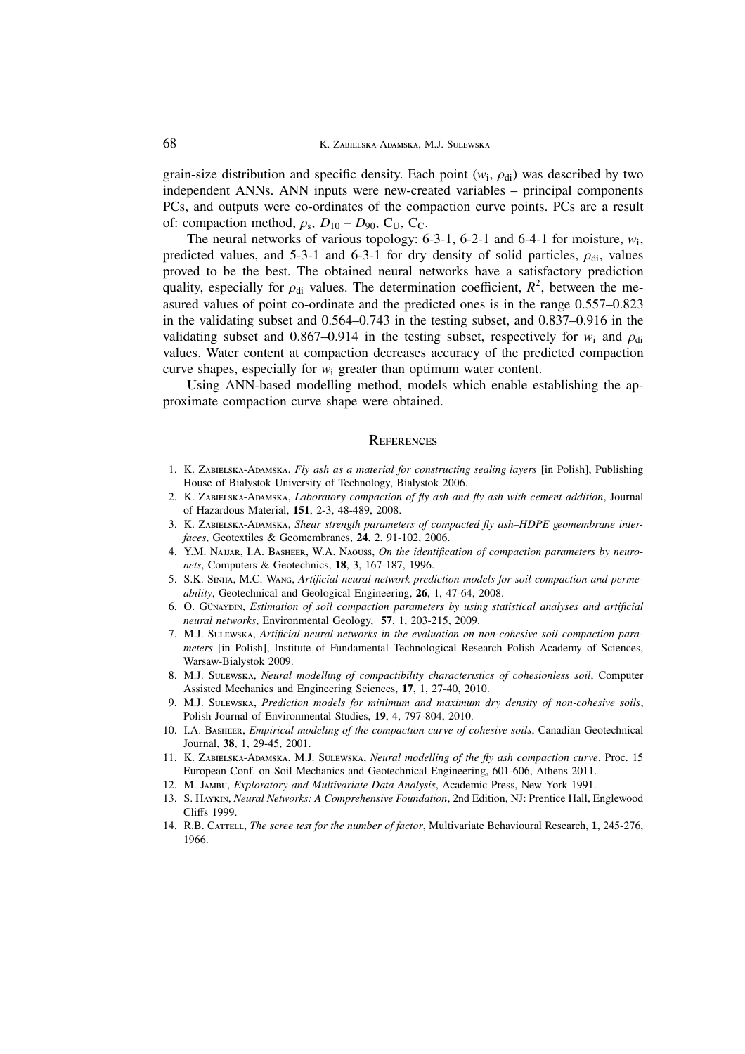grain-size distribution and specific density. Each point ($w_i$, $\rho_{di}$) was described by two independent ANNs. ANN inputs were new-created variables – principal components PCs, and outputs were co-ordinates of the compaction curve points. PCs are a result of: compaction method, $\rho_s$, $D_{10} - D_{90}$, $C_U$, $C_C$.

The neural networks of various topology: 6-3-1, 6-2-1 and 6-4-1 for moisture, $w_i$, predicted values, and 5-3-1 and 6-3-1 for dry density of solid particles, $\rho_{di}$, values proved to be the best. The obtained neural networks have a satisfactory prediction quality, especially for $\rho_{di}$ values. The determination coefficient, $R^2$, between the measured values of point co-ordinate and the predicted ones is in the range 0.557–0.823 in the validating subset and 0.564–0.743 in the testing subset, and 0.837–0.916 in the validating subset and 0.867–0.914 in the testing subset, respectively for $w_i$ and $\rho_{di}$ values. Water content at compaction decreases accuracy of the predicted compaction curve shapes, especially for $w_i$ greater than optimum water content.

Using ANN-based modelling method, models which enable establishing the approximate compaction curve shape were obtained.

## References

1. K. Zabielska-Adamska, *Fly ash as a material for constructing sealing layers* [in Polish], Publishing House of Bialystok University of Technology, Bialystok 2006.
2. K. Zabielska-Adamska, *Laboratory compaction of fly ash and fly ash with cement addition*, Journal of Hazardous Material, **151**, 2-3, 48-489, 2008.
3. K. Zabielska-Adamska, *Shear strength parameters of compacted fly ash–HDPE geomembrane interfaces*, Geotextiles & Geomembranes, **24**, 2, 91-102, 2006.
4. Y.M. Najjar, I.A. Basheer, W.A. Naouss, *On the identification of compaction parameters by neuronets*, Computers & Geotechnics, **18**, 3, 167-187, 1996.
5. S.K. Sinha, M.C. Wang, *Artificial neural network prediction models for soil compaction and permeability*, Geotechnical and Geological Engineering, **26**, 1, 47-64, 2008.
6. O. Günaydin, *Estimation of soil compaction parameters by using statistical analyses and artificial neural networks*, Environmental Geology, **57**, 1, 203-215, 2009.
7. M.J. Sulewska, *Artificial neural networks in the evaluation on non-cohesive soil compaction parameters* [in Polish], Institute of Fundamental Technological Research Polish Academy of Sciences, Warsaw-Bialystok 2009.
8. M.J. Sulewska, *Neural modelling of compactibility characteristics of cohesionless soil*, Computer Assisted Mechanics and Engineering Sciences, **17**, 1, 27-40, 2010.
9. M.J. Sulewska, *Prediction models for minimum and maximum dry density of non-cohesive soils*, Polish Journal of Environmental Studies, **19**, 4, 797-804, 2010.
10. I.A. Basheer, *Empirical modeling of the compaction curve of cohesive soils*, Canadian Geotechnical Journal, **38**, 1, 29-45, 2001.
11. K. Zabielska-Adamska, M.J. Sulewska, *Neural modelling of the fly ash compaction curve*, Proc. 15 European Conf. on Soil Mechanics and Geotechnical Engineering, 601-606, Athens 2011.
12. M. Jambu, *Exploratory and Multivariate Data Analysis*, Academic Press, New York 1991.
13. S. Haykin, *Neural Networks: A Comprehensive Foundation*, 2nd Edition, NJ: Prentice Hall, Englewood Cliffs 1999.
14. R.B. Cattell, *The scree test for the number of factor*, Multivariate Behavioural Research, **1**, 245-276, 1966.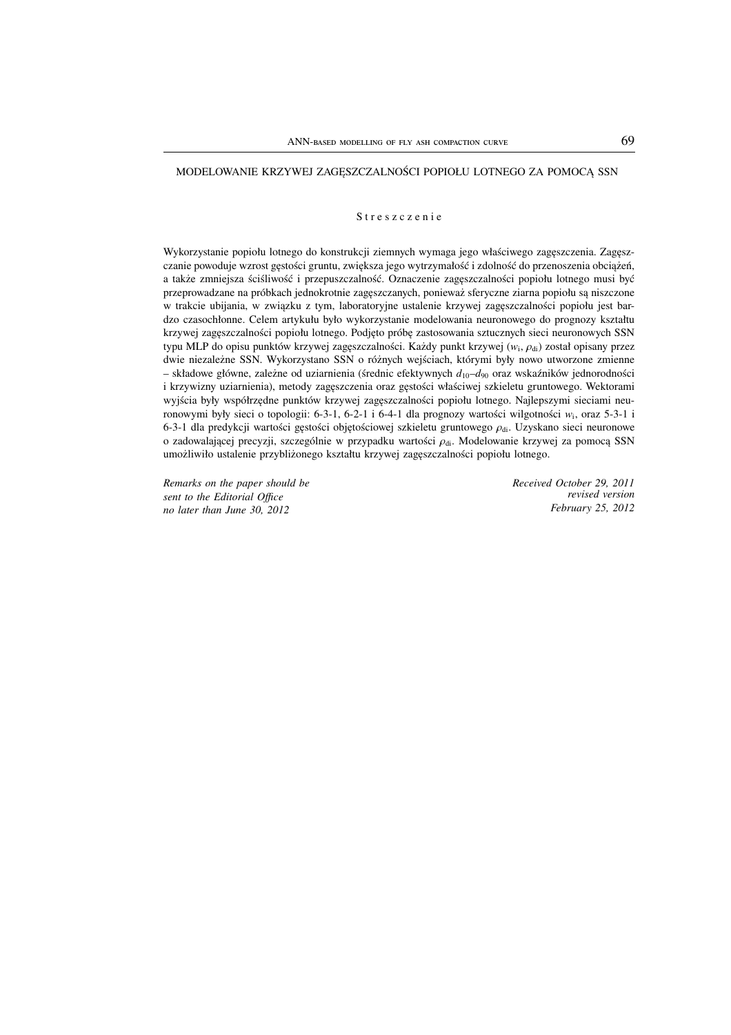## MODELOWANIE KRZYWEJ ZAGĘSZCZALNOŚCI POPIOŁU LOTNEGO ZA POMOCĄ SSN

### S t r e s z c z e n i e

Wykorzystanie popiołu lotnego do konstrukcji ziemnych wymaga jego właściwego zagęszczenia. Zagęszczanie powoduje wzrost gęstości gruntu, zwiększa jego wytrzymałość i zdolność do przenoszenia obciążeń, a także zmniejsza ściśliwość i przepuszczalność. Oznaczenie zagęszczalności popiołu lotnego musi być przeprowadzane na próbkach jednokrotnie zagęszczanych, ponieważ sferyczne ziarna popiołu są niszczone w trakcie ubijania, w związku z tym, laboratoryjne ustalenie krzywej zagęszczalności popiołu jest bardzo czasochłonne. Celem artykułu było wykorzystanie modelowania neuronowego do prognozy kształtu krzywej zagęszczalności popiołu lotnego. Podjęto próbę zastosowania sztucznych sieci neuronowych SSN typu MLP do opisu punktów krzywej zagęszczalności. Każdy punkt krzywej ($w_i$, $\rho_{di}$) został opisany przez dwie niezależne SSN. Wykorzystano SSN o różnych wejściach, którymi były nowo utworzone zmienne – składowe główne, zależne od uziarnienia (średnic efektywnych $d_{10}$–$d_{90}$ oraz wskaźników jednorodności i krzywizny uziarnienia), metody zagęszczenia oraz gęstości właściwej szkieletu gruntowego. Wektorami wyjścia były współrzędne punktów krzywej zagęszczalności popiołu lotnego. Najlepszymi sieciami neuronowymi były sieci o topologii: 6-3-1, 6-2-1 i 6-4-1 dla prognozy wartości wilgotności $w_i$, oraz 5-3-1 i 6-3-1 dla predykcji wartości gęstości objętościowej szkieletu gruntowego $\rho_{di}$. Uzyskano sieci neuronowe o zadowalającej precyzji, szczególnie w przypadku wartości $\rho_{di}$. Modelowanie krzywej za pomocą SSN umożliwiło ustalenie przybliżonego kształtu krzywej zagęszczalności popiołu lotnego.

*Remarks on the paper should be sent to the Editorial Office no later than June 30, 2012*

*Received October 29, 2011 revised version February 25, 2012*